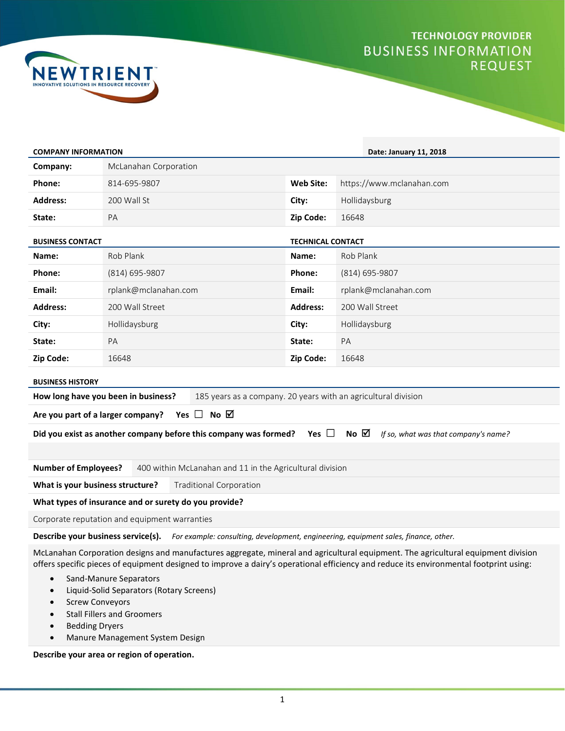NEWTRIENT™
INNOVATIVE SOLUTIONS IN RESOURCE RECOVERY

# TECHNOLOGY PROVIDER BUSINESS INFORMATION REQUEST

## COMPANY INFORMATION

**Date: January 11, 2018**

| | | | |
|---|---|---|---|
| **Company:** | McLanahan Corporation | | |
| **Phone:** | 814-695-9807 | **Web Site:** | https://www.mclanahan.com |
| **Address:** | 200 Wall St | **City:** | Hollidaysburg |
| **State:** | PA | **Zip Code:** | 16648 |

## BUSINESS CONTACT / TECHNICAL CONTACT

| BUSINESS CONTACT | | TECHNICAL CONTACT | |
|---|---|---|---|
| **Name:** | Rob Plank | **Name:** | Rob Plank |
| **Phone:** | (814) 695-9807 | **Phone:** | (814) 695-9807 |
| **Email:** | rplank@mclanahan.com | **Email:** | rplank@mclanahan.com |
| **Address:** | 200 Wall Street | **Address:** | 200 Wall Street |
| **City:** | Hollidaysburg | **City:** | Hollidaysburg |
| **State:** | PA | **State:** | PA |
| **Zip Code:** | 16648 | **Zip Code:** | 16648 |

## BUSINESS HISTORY

**How long have you been in business?** 185 years as a company. 20 years with an agricultural division

**Are you part of a larger company?** Yes ☐ No ☑

**Did you exist as another company before this company was formed?** Yes ☐ No ☑ *If so, what was that company's name?*

**Number of Employees?** 400 within McLanahan and 11 in the Agricultural division

**What is your business structure?** Traditional Corporation

**What types of insurance and or surety do you provide?**

Corporate reputation and equipment warranties

**Describe your business service(s).** *For example: consulting, development, engineering, equipment sales, finance, other.*

McLanahan Corporation designs and manufactures aggregate, mineral and agricultural equipment. The agricultural equipment division offers specific pieces of equipment designed to improve a dairy's operational efficiency and reduce its environmental footprint using:

- Sand-Manure Separators
- Liquid-Solid Separators (Rotary Screens)
- Screw Conveyors
- Stall Fillers and Groomers
- Bedding Dryers
- Manure Management System Design

**Describe your area or region of operation.**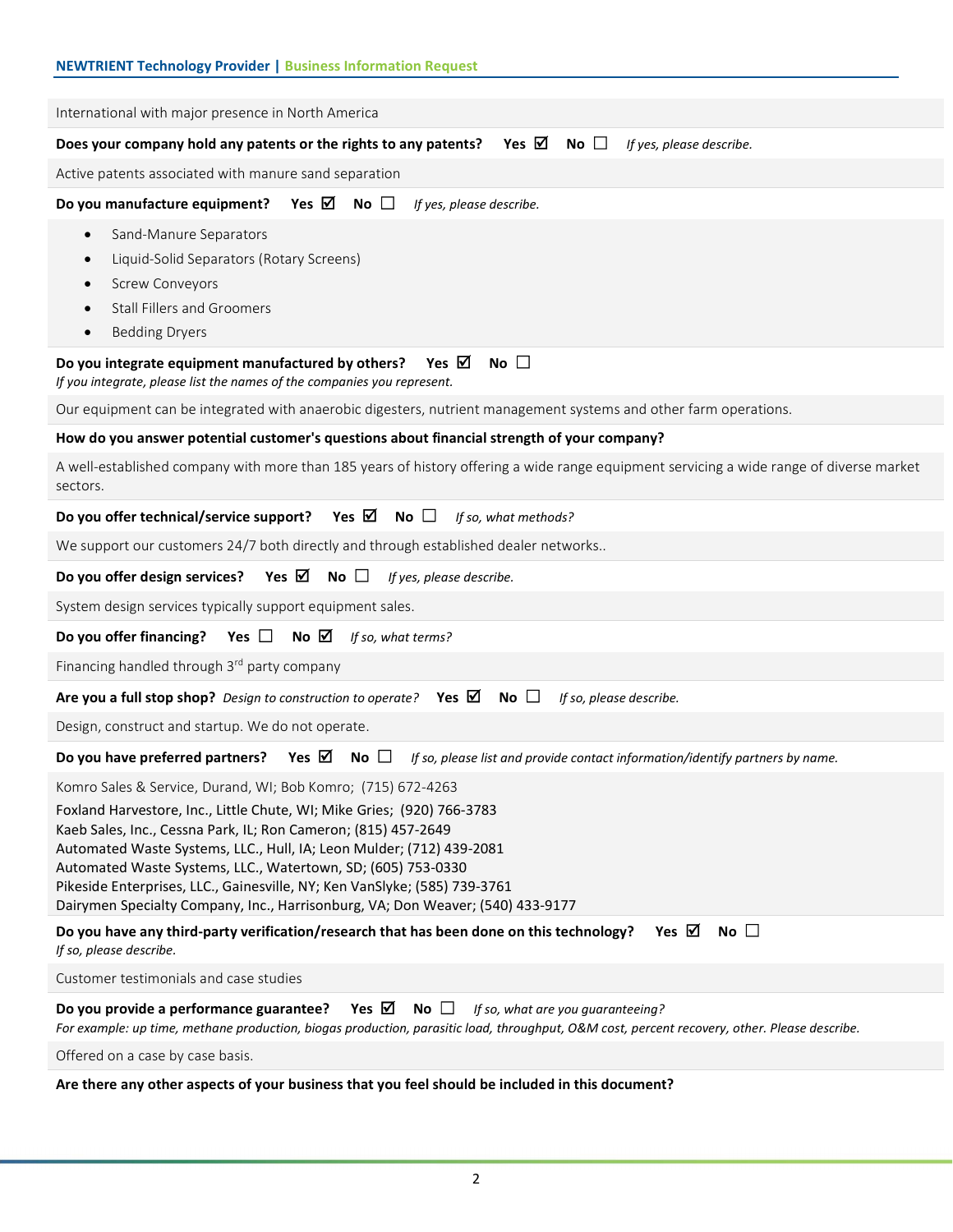International with major presence in North America

**Does your company hold any patents or the rights to any patents?** Yes ☑ No ☐ *If yes, please describe.*

Active patents associated with manure sand separation

**Do you manufacture equipment?** Yes ☑ No ☐ *If yes, please describe.*

- Sand-Manure Separators
- Liquid-Solid Separators (Rotary Screens)
- Screw Conveyors
- Stall Fillers and Groomers
- Bedding Dryers

**Do you integrate equipment manufactured by others?** Yes ☑ No ☐
*If you integrate, please list the names of the companies you represent.*

Our equipment can be integrated with anaerobic digesters, nutrient management systems and other farm operations.

**How do you answer potential customer's questions about financial strength of your company?**

A well-established company with more than 185 years of history offering a wide range equipment servicing a wide range of diverse market sectors.

**Do you offer technical/service support?** Yes ☑ No ☐ *If so, what methods?*

We support our customers 24/7 both directly and through established dealer networks..

**Do you offer design services?** Yes ☑ No ☐ *If yes, please describe.*

System design services typically support equipment sales.

**Do you offer financing?** Yes ☐ No ☑ *If so, what terms?*

Financing handled through 3rd party company

**Are you a full stop shop?** *Design to construction to operate?* Yes ☑ No ☐ *If so, please describe.*

Design, construct and startup. We do not operate.

**Do you have preferred partners?** Yes ☑ No ☐ *If so, please list and provide contact information/identify partners by name.*

Komro Sales & Service, Durand, WI; Bob Komro; (715) 672-4263
Foxland Harvestore, Inc., Little Chute, WI; Mike Gries; (920) 766-3783
Kaeb Sales, Inc., Cessna Park, IL; Ron Cameron; (815) 457-2649
Automated Waste Systems, LLC., Hull, IA; Leon Mulder; (712) 439-2081
Automated Waste Systems, LLC., Watertown, SD; (605) 753-0330
Pikeside Enterprises, LLC., Gainesville, NY; Ken VanSlyke; (585) 739-3761
Dairymen Specialty Company, Inc., Harrisonburg, VA; Don Weaver; (540) 433-9177

**Do you have any third-party verification/research that has been done on this technology?** Yes ☑ No ☐
*If so, please describe.*

Customer testimonials and case studies

**Do you provide a performance guarantee?** Yes ☑ No ☐ *If so, what are you guaranteeing?*
*For example: up time, methane production, biogas production, parasitic load, throughput, O&M cost, percent recovery, other. Please describe.*

Offered on a case by case basis.

**Are there any other aspects of your business that you feel should be included in this document?**